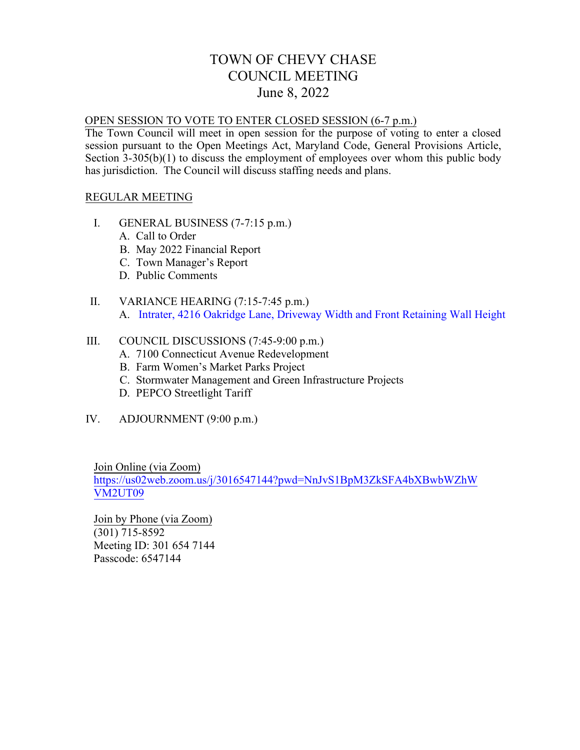# TOWN OF CHEVY CHASE
# COUNCIL MEETING
# June 8, 2022

OPEN SESSION TO VOTE TO ENTER CLOSED SESSION (6-7 p.m.)

The Town Council will meet in open session for the purpose of voting to enter a closed session pursuant to the Open Meetings Act, Maryland Code, General Provisions Article, Section 3-305(b)(1) to discuss the employment of employees over whom this public body has jurisdiction. The Council will discuss staffing needs and plans.

REGULAR MEETING

I. GENERAL BUSINESS (7-7:15 p.m.)
   - A. Call to Order
   - B. May 2022 Financial Report
   - C. Town Manager's Report
   - D. Public Comments

II. VARIANCE HEARING (7:15-7:45 p.m.)
   - A. Intrater, 4216 Oakridge Lane, Driveway Width and Front Retaining Wall Height

III. COUNCIL DISCUSSIONS (7:45-9:00 p.m.)
   - A. 7100 Connecticut Avenue Redevelopment
   - B. Farm Women's Market Parks Project
   - C. Stormwater Management and Green Infrastructure Projects
   - D. PEPCO Streetlight Tariff

IV. ADJOURNMENT (9:00 p.m.)

Join Online (via Zoom)
https://us02web.zoom.us/j/3016547144?pwd=NnJvS1BpM3ZkSFA4bXBwbWZhWVM2UT09

Join by Phone (via Zoom)
(301) 715-8592
Meeting ID: 301 654 7144
Passcode: 6547144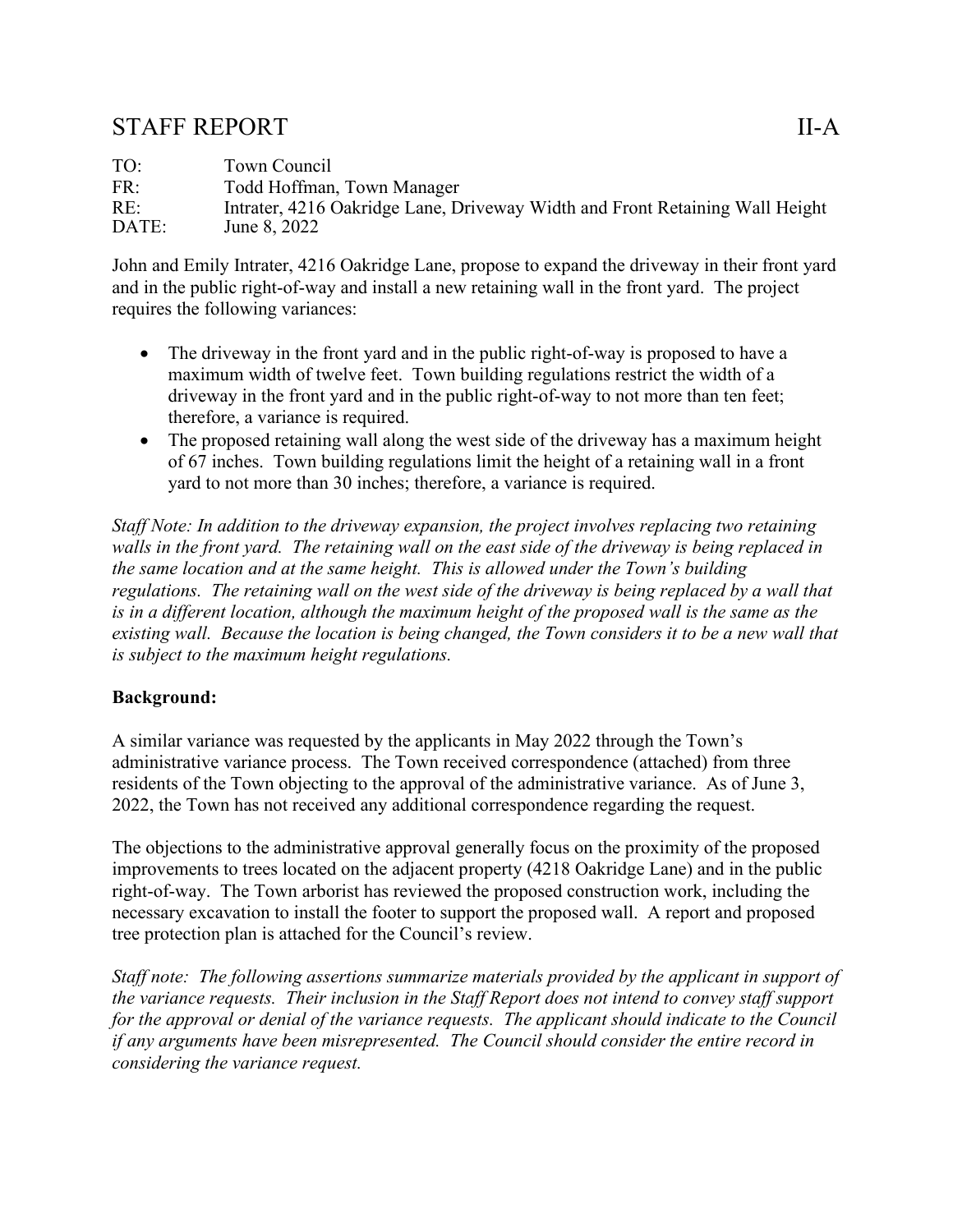# STAFF REPORT II-A

TO: Town Council
FR: Todd Hoffman, Town Manager
RE: Intrater, 4216 Oakridge Lane, Driveway Width and Front Retaining Wall Height
DATE: June 8, 2022

John and Emily Intrater, 4216 Oakridge Lane, propose to expand the driveway in their front yard and in the public right-of-way and install a new retaining wall in the front yard. The project requires the following variances:

- The driveway in the front yard and in the public right-of-way is proposed to have a maximum width of twelve feet. Town building regulations restrict the width of a driveway in the front yard and in the public right-of-way to not more than ten feet; therefore, a variance is required.
- The proposed retaining wall along the west side of the driveway has a maximum height of 67 inches. Town building regulations limit the height of a retaining wall in a front yard to not more than 30 inches; therefore, a variance is required.

*Staff Note: In addition to the driveway expansion, the project involves replacing two retaining walls in the front yard. The retaining wall on the east side of the driveway is being replaced in the same location and at the same height. This is allowed under the Town's building regulations. The retaining wall on the west side of the driveway is being replaced by a wall that is in a different location, although the maximum height of the proposed wall is the same as the existing wall. Because the location is being changed, the Town considers it to be a new wall that is subject to the maximum height regulations.*

**Background:**

A similar variance was requested by the applicants in May 2022 through the Town's administrative variance process. The Town received correspondence (attached) from three residents of the Town objecting to the approval of the administrative variance. As of June 3, 2022, the Town has not received any additional correspondence regarding the request.

The objections to the administrative approval generally focus on the proximity of the proposed improvements to trees located on the adjacent property (4218 Oakridge Lane) and in the public right-of-way. The Town arborist has reviewed the proposed construction work, including the necessary excavation to install the footer to support the proposed wall. A report and proposed tree protection plan is attached for the Council's review.

*Staff note: The following assertions summarize materials provided by the applicant in support of the variance requests. Their inclusion in the Staff Report does not intend to convey staff support for the approval or denial of the variance requests. The applicant should indicate to the Council if any arguments have been misrepresented. The Council should consider the entire record in considering the variance request.*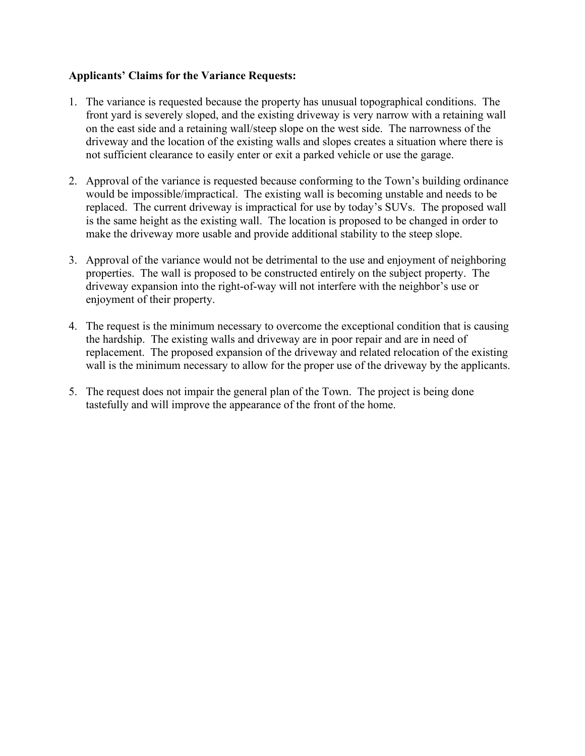**Applicants' Claims for the Variance Requests:**

1. The variance is requested because the property has unusual topographical conditions. The front yard is severely sloped, and the existing driveway is very narrow with a retaining wall on the east side and a retaining wall/steep slope on the west side. The narrowness of the driveway and the location of the existing walls and slopes creates a situation where there is not sufficient clearance to easily enter or exit a parked vehicle or use the garage.

2. Approval of the variance is requested because conforming to the Town's building ordinance would be impossible/impractical. The existing wall is becoming unstable and needs to be replaced. The current driveway is impractical for use by today's SUVs. The proposed wall is the same height as the existing wall. The location is proposed to be changed in order to make the driveway more usable and provide additional stability to the steep slope.

3. Approval of the variance would not be detrimental to the use and enjoyment of neighboring properties. The wall is proposed to be constructed entirely on the subject property. The driveway expansion into the right-of-way will not interfere with the neighbor's use or enjoyment of their property.

4. The request is the minimum necessary to overcome the exceptional condition that is causing the hardship. The existing walls and driveway are in poor repair and are in need of replacement. The proposed expansion of the driveway and related relocation of the existing wall is the minimum necessary to allow for the proper use of the driveway by the applicants.

5. The request does not impair the general plan of the Town. The project is being done tastefully and will improve the appearance of the front of the home.